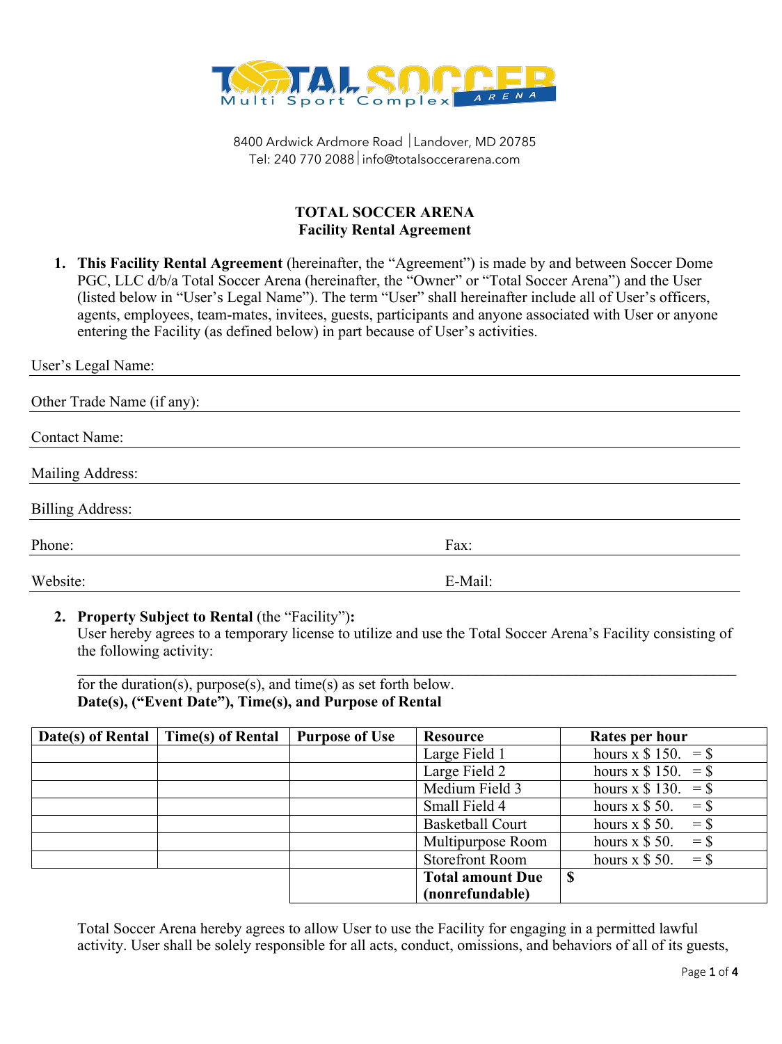Multi Sport Complex
TOTAL SOCCER ARENA

8400 Ardwick Ardmore Road | Landover, MD 20785
Tel: 240 770 2088 | info@totalsoccerarena.com

# TOTAL SOCCER ARENA
## Facility Rental Agreement

1. **This Facility Rental Agreement** (hereinafter, the "Agreement") is made by and between Soccer Dome PGC, LLC d/b/a Total Soccer Arena (hereinafter, the "Owner" or "Total Soccer Arena") and the User (listed below in "User's Legal Name"). The term "User" shall hereinafter include all of User's officers, agents, employees, team-mates, invitees, guests, participants and anyone associated with User or anyone entering the Facility (as defined below) in part because of User's activities.

User's Legal Name: ______________________________

Other Trade Name (if any): ______________________________

Contact Name: ______________________________

Mailing Address: ______________________________

Billing Address: ______________________________

Phone: ______________________________ Fax: ______________________________

Website: ______________________________ E-Mail: ______________________________

2. **Property Subject to Rental** (the "Facility")**:**
User hereby agrees to a temporary license to utilize and use the Total Soccer Arena's Facility consisting of the following activity:
______________________________________________________________________________
for the duration(s), purpose(s), and time(s) as set forth below.
**Date(s), ("Event Date"), Time(s), and Purpose of Rental**

| Date(s) of Rental | Time(s) of Rental | Purpose of Use | Resource | Rates per hour |
|---|---|---|---|---|
| | | | Large Field 1 | hours x $ 150. = $ |
| | | | Large Field 2 | hours x $ 150. = $ |
| | | | Medium Field 3 | hours x $ 130. = $ |
| | | | Small Field 4 | hours x $ 50. = $ |
| | | | Basketball Court | hours x $ 50. = $ |
| | | | Multipurpose Room | hours x $ 50. = $ |
| | | | Storefront Room | hours x $ 50. = $ |
| | | | **Total amount Due (nonrefundable)** | **$** |

Total Soccer Arena hereby agrees to allow User to use the Facility for engaging in a permitted lawful activity. User shall be solely responsible for all acts, conduct, omissions, and behaviors of all of its guests,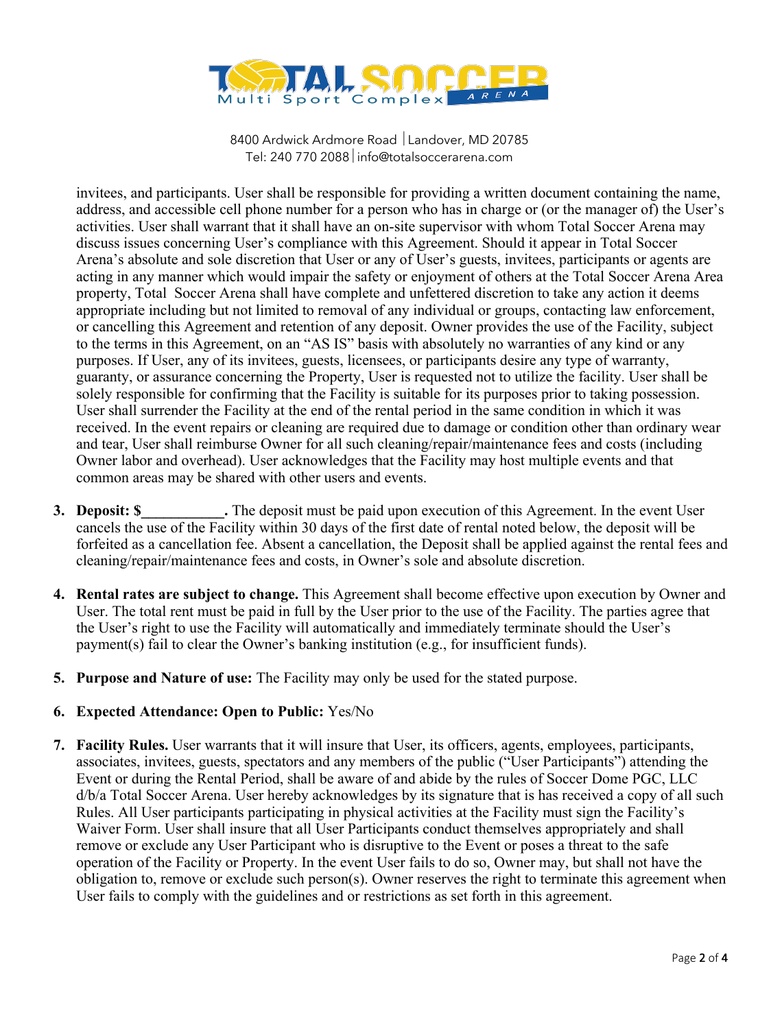invitees, and participants. User shall be responsible for providing a written document containing the name, address, and accessible cell phone number for a person who has in charge or (or the manager of) the User's activities. User shall warrant that it shall have an on-site supervisor with whom Total Soccer Arena may discuss issues concerning User's compliance with this Agreement. Should it appear in Total Soccer Arena's absolute and sole discretion that User or any of User's guests, invitees, participants or agents are acting in any manner which would impair the safety or enjoyment of others at the Total Soccer Arena Area property, Total Soccer Arena shall have complete and unfettered discretion to take any action it deems appropriate including but not limited to removal of any individual or groups, contacting law enforcement, or cancelling this Agreement and retention of any deposit. Owner provides the use of the Facility, subject to the terms in this Agreement, on an "AS IS" basis with absolutely no warranties of any kind or any purposes. If User, any of its invitees, guests, licensees, or participants desire any type of warranty, guaranty, or assurance concerning the Property, User is requested not to utilize the facility. User shall be solely responsible for confirming that the Facility is suitable for its purposes prior to taking possession. User shall surrender the Facility at the end of the rental period in the same condition in which it was received. In the event repairs or cleaning are required due to damage or condition other than ordinary wear and tear, User shall reimburse Owner for all such cleaning/repair/maintenance fees and costs (including Owner labor and overhead). User acknowledges that the Facility may host multiple events and that common areas may be shared with other users and events.

3. **Deposit: $___________.** The deposit must be paid upon execution of this Agreement. In the event User cancels the use of the Facility within 30 days of the first date of rental noted below, the deposit will be forfeited as a cancellation fee. Absent a cancellation, the Deposit shall be applied against the rental fees and cleaning/repair/maintenance fees and costs, in Owner's sole and absolute discretion.

4. **Rental rates are subject to change.** This Agreement shall become effective upon execution by Owner and User. The total rent must be paid in full by the User prior to the use of the Facility. The parties agree that the User's right to use the Facility will automatically and immediately terminate should the User's payment(s) fail to clear the Owner's banking institution (e.g., for insufficient funds).

5. **Purpose and Nature of use:** The Facility may only be used for the stated purpose.

6. **Expected Attendance: Open to Public:** Yes/No

7. **Facility Rules.** User warrants that it will insure that User, its officers, agents, employees, participants, associates, invitees, guests, spectators and any members of the public ("User Participants") attending the Event or during the Rental Period, shall be aware of and abide by the rules of Soccer Dome PGC, LLC d/b/a Total Soccer Arena. User hereby acknowledges by its signature that is has received a copy of all such Rules. All User participants participating in physical activities at the Facility must sign the Facility's Waiver Form. User shall insure that all User Participants conduct themselves appropriately and shall remove or exclude any User Participant who is disruptive to the Event or poses a threat to the safe operation of the Facility or Property. In the event User fails to do so, Owner may, but shall not have the obligation to, remove or exclude such person(s). Owner reserves the right to terminate this agreement when User fails to comply with the guidelines and or restrictions as set forth in this agreement.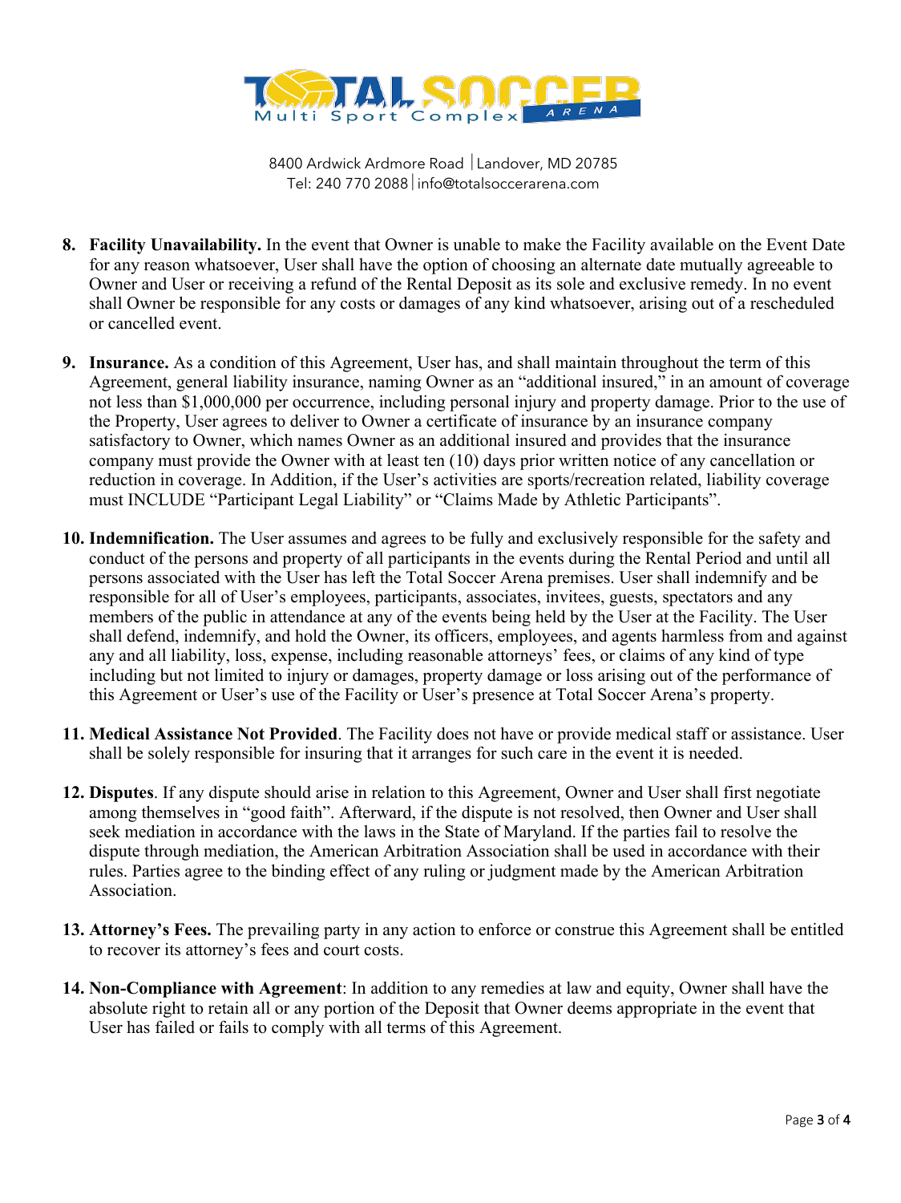8400 Ardwick Ardmore Road | Landover, MD 20785
Tel: 240 770 2088 | info@totalsoccerarena.com

8. **Facility Unavailability.** In the event that Owner is unable to make the Facility available on the Event Date for any reason whatsoever, User shall have the option of choosing an alternate date mutually agreeable to Owner and User or receiving a refund of the Rental Deposit as its sole and exclusive remedy. In no event shall Owner be responsible for any costs or damages of any kind whatsoever, arising out of a rescheduled or cancelled event.

9. **Insurance.** As a condition of this Agreement, User has, and shall maintain throughout the term of this Agreement, general liability insurance, naming Owner as an "additional insured," in an amount of coverage not less than $1,000,000 per occurrence, including personal injury and property damage. Prior to the use of the Property, User agrees to deliver to Owner a certificate of insurance by an insurance company satisfactory to Owner, which names Owner as an additional insured and provides that the insurance company must provide the Owner with at least ten (10) days prior written notice of any cancellation or reduction in coverage. In Addition, if the User's activities are sports/recreation related, liability coverage must INCLUDE "Participant Legal Liability" or "Claims Made by Athletic Participants".

10. **Indemnification.** The User assumes and agrees to be fully and exclusively responsible for the safety and conduct of the persons and property of all participants in the events during the Rental Period and until all persons associated with the User has left the Total Soccer Arena premises. User shall indemnify and be responsible for all of User's employees, participants, associates, invitees, guests, spectators and any members of the public in attendance at any of the events being held by the User at the Facility. The User shall defend, indemnify, and hold the Owner, its officers, employees, and agents harmless from and against any and all liability, loss, expense, including reasonable attorneys' fees, or claims of any kind of type including but not limited to injury or damages, property damage or loss arising out of the performance of this Agreement or User's use of the Facility or User's presence at Total Soccer Arena's property.

11. **Medical Assistance Not Provided**. The Facility does not have or provide medical staff or assistance. User shall be solely responsible for insuring that it arranges for such care in the event it is needed.

12. **Disputes**. If any dispute should arise in relation to this Agreement, Owner and User shall first negotiate among themselves in "good faith". Afterward, if the dispute is not resolved, then Owner and User shall seek mediation in accordance with the laws in the State of Maryland. If the parties fail to resolve the dispute through mediation, the American Arbitration Association shall be used in accordance with their rules. Parties agree to the binding effect of any ruling or judgment made by the American Arbitration Association.

13. **Attorney's Fees.** The prevailing party in any action to enforce or construe this Agreement shall be entitled to recover its attorney's fees and court costs.

14. **Non-Compliance with Agreement**: In addition to any remedies at law and equity, Owner shall have the absolute right to retain all or any portion of the Deposit that Owner deems appropriate in the event that User has failed or fails to comply with all terms of this Agreement.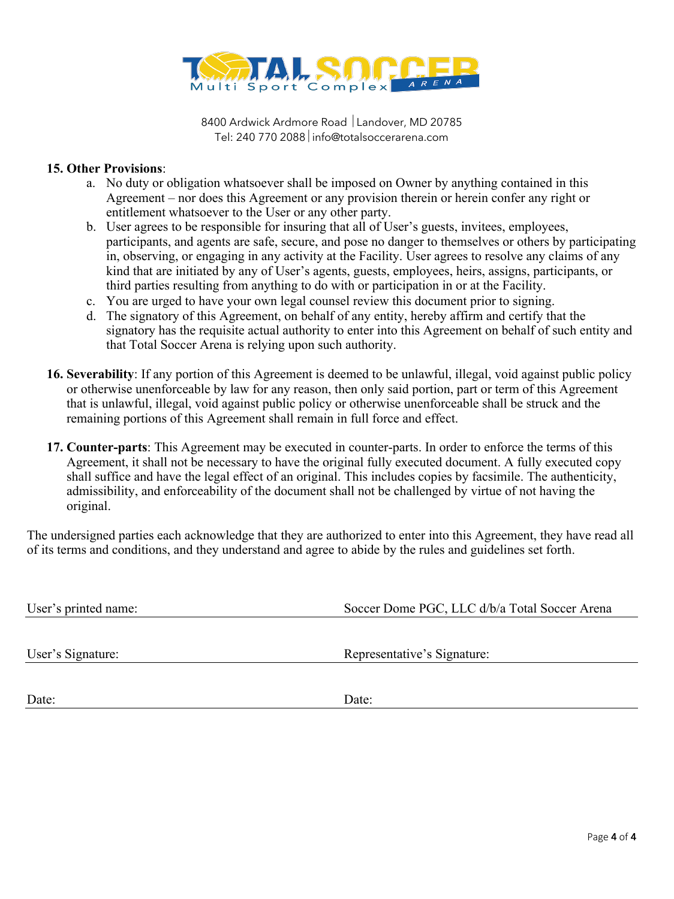8400 Ardwick Ardmore Road | Landover, MD 20785
Tel: 240 770 2088 | info@totalsoccerarena.com

**15. Other Provisions**:

a. No duty or obligation whatsoever shall be imposed on Owner by anything contained in this Agreement – nor does this Agreement or any provision therein or herein confer any right or entitlement whatsoever to the User or any other party.

b. User agrees to be responsible for insuring that all of User's guests, invitees, employees, participants, and agents are safe, secure, and pose no danger to themselves or others by participating in, observing, or engaging in any activity at the Facility. User agrees to resolve any claims of any kind that are initiated by any of User's agents, guests, employees, heirs, assigns, participants, or third parties resulting from anything to do with or participation in or at the Facility.

c. You are urged to have your own legal counsel review this document prior to signing.

d. The signatory of this Agreement, on behalf of any entity, hereby affirm and certify that the signatory has the requisite actual authority to enter into this Agreement on behalf of such entity and that Total Soccer Arena is relying upon such authority.

**16. Severability**: If any portion of this Agreement is deemed to be unlawful, illegal, void against public policy or otherwise unenforceable by law for any reason, then only said portion, part or term of this Agreement that is unlawful, illegal, void against public policy or otherwise unenforceable shall be struck and the remaining portions of this Agreement shall remain in full force and effect.

**17. Counter-parts**: This Agreement may be executed in counter-parts. In order to enforce the terms of this Agreement, it shall not be necessary to have the original fully executed document. A fully executed copy shall suffice and have the legal effect of an original. This includes copies by facsimile. The authenticity, admissibility, and enforceability of the document shall not be challenged by virtue of not having the original.

The undersigned parties each acknowledge that they are authorized to enter into this Agreement, they have read all of its terms and conditions, and they understand and agree to abide by the rules and guidelines set forth.

User's printed name: ______________________ Soccer Dome PGC, LLC d/b/a Total Soccer Arena

User's Signature: ______________________ Representative's Signature: ______________________

Date: ______________________ Date: ______________________